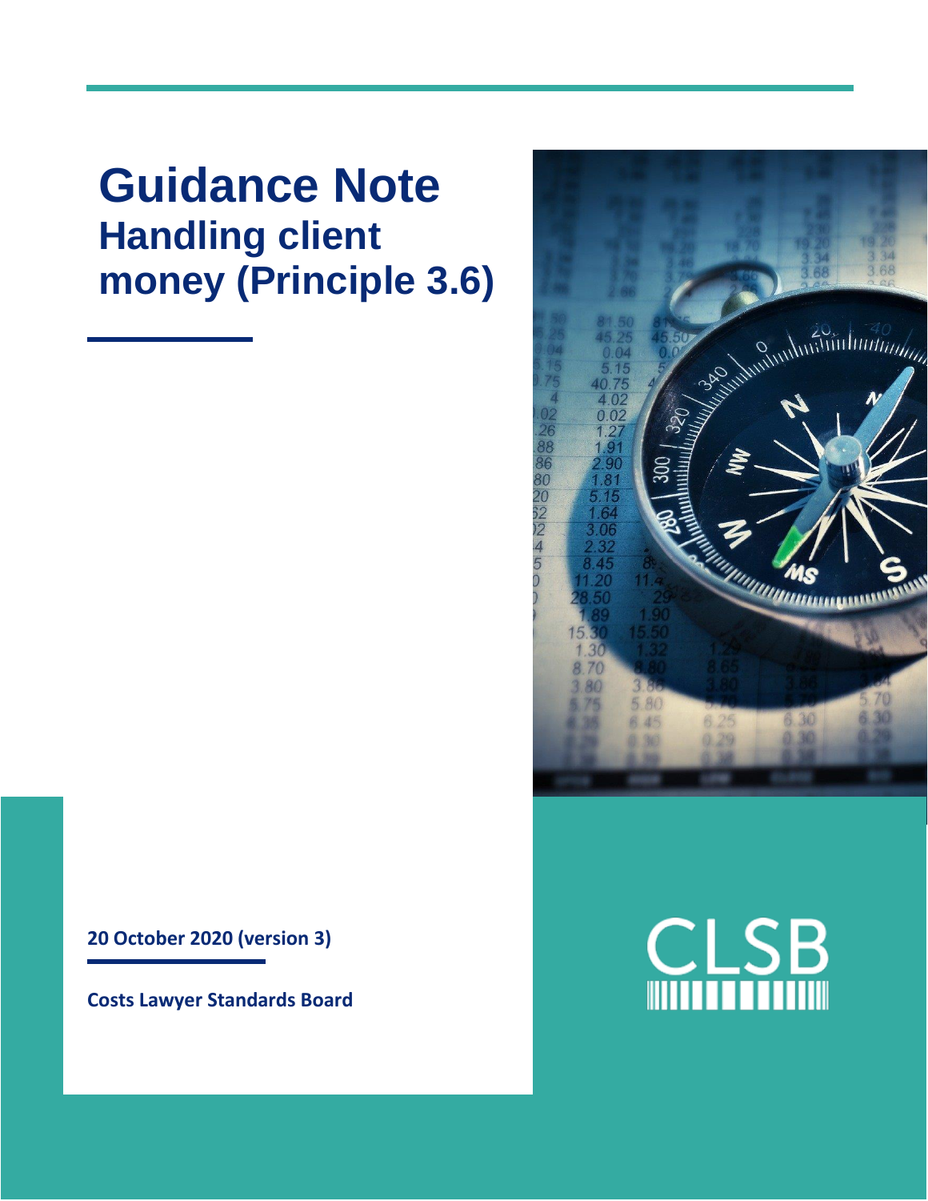# Guidance Note

## Handling client money (Principle 3.6)

**20 October 2020 (version 3)**

**Costs Lawyer Standards Board**

CLSB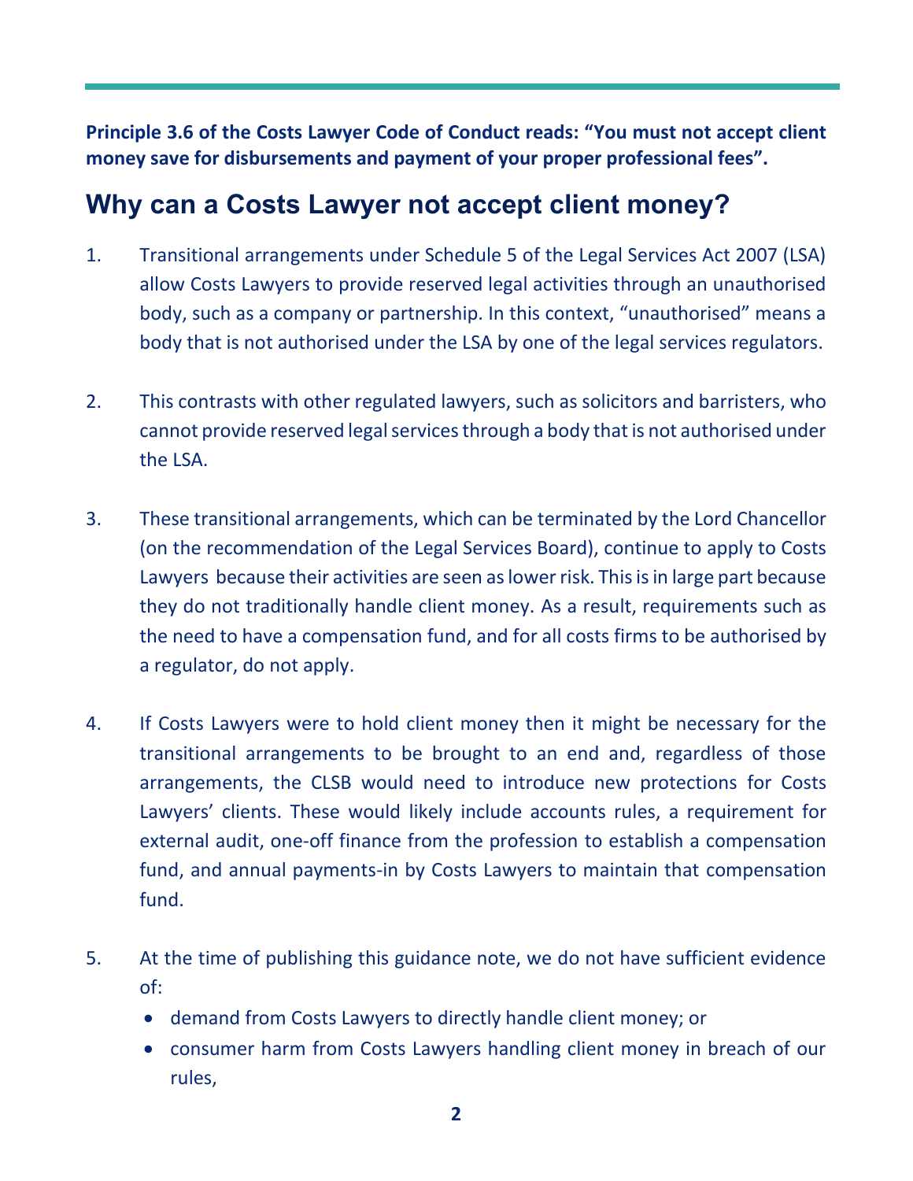**Principle 3.6 of the Costs Lawyer Code of Conduct reads: "You must not accept client money save for disbursements and payment of your proper professional fees".**

## Why can a Costs Lawyer not accept client money?

1. Transitional arrangements under Schedule 5 of the Legal Services Act 2007 (LSA) allow Costs Lawyers to provide reserved legal activities through an unauthorised body, such as a company or partnership. In this context, "unauthorised" means a body that is not authorised under the LSA by one of the legal services regulators.

2. This contrasts with other regulated lawyers, such as solicitors and barristers, who cannot provide reserved legal services through a body that is not authorised under the LSA.

3. These transitional arrangements, which can be terminated by the Lord Chancellor (on the recommendation of the Legal Services Board), continue to apply to Costs Lawyers because their activities are seen as lower risk. This is in large part because they do not traditionally handle client money. As a result, requirements such as the need to have a compensation fund, and for all costs firms to be authorised by a regulator, do not apply.

4. If Costs Lawyers were to hold client money then it might be necessary for the transitional arrangements to be brought to an end and, regardless of those arrangements, the CLSB would need to introduce new protections for Costs Lawyers' clients. These would likely include accounts rules, a requirement for external audit, one-off finance from the profession to establish a compensation fund, and annual payments-in by Costs Lawyers to maintain that compensation fund.

5. At the time of publishing this guidance note, we do not have sufficient evidence of:
   - demand from Costs Lawyers to directly handle client money; or
   - consumer harm from Costs Lawyers handling client money in breach of our rules,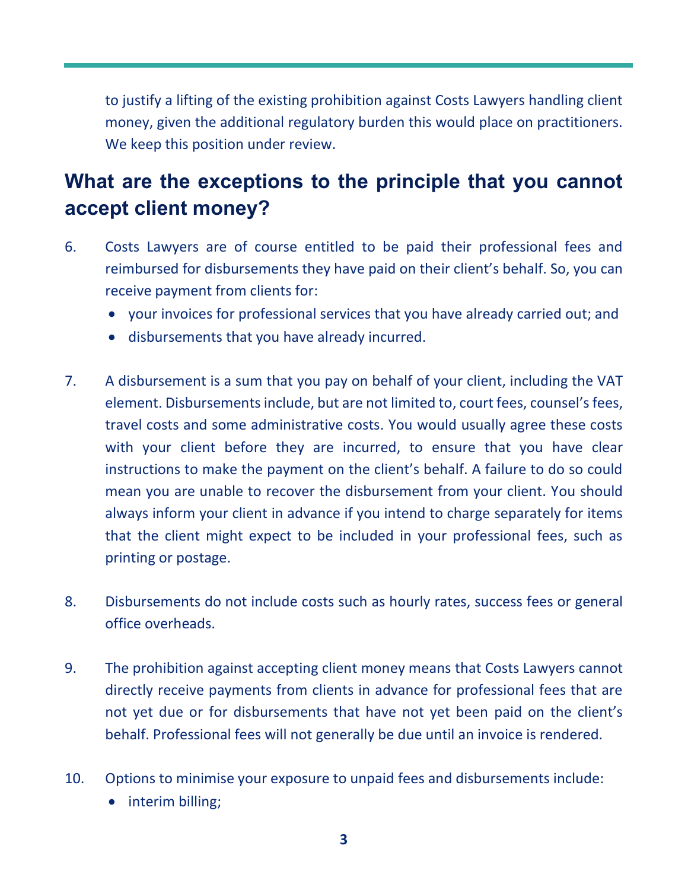to justify a lifting of the existing prohibition against Costs Lawyers handling client money, given the additional regulatory burden this would place on practitioners. We keep this position under review.

## What are the exceptions to the principle that you cannot accept client money?

6. Costs Lawyers are of course entitled to be paid their professional fees and reimbursed for disbursements they have paid on their client's behalf. So, you can receive payment from clients for:
    - your invoices for professional services that you have already carried out; and
    - disbursements that you have already incurred.

7. A disbursement is a sum that you pay on behalf of your client, including the VAT element. Disbursements include, but are not limited to, court fees, counsel's fees, travel costs and some administrative costs. You would usually agree these costs with your client before they are incurred, to ensure that you have clear instructions to make the payment on the client's behalf. A failure to do so could mean you are unable to recover the disbursement from your client. You should always inform your client in advance if you intend to charge separately for items that the client might expect to be included in your professional fees, such as printing or postage.

8. Disbursements do not include costs such as hourly rates, success fees or general office overheads.

9. The prohibition against accepting client money means that Costs Lawyers cannot directly receive payments from clients in advance for professional fees that are not yet due or for disbursements that have not yet been paid on the client's behalf. Professional fees will not generally be due until an invoice is rendered.

10. Options to minimise your exposure to unpaid fees and disbursements include:
    - interim billing;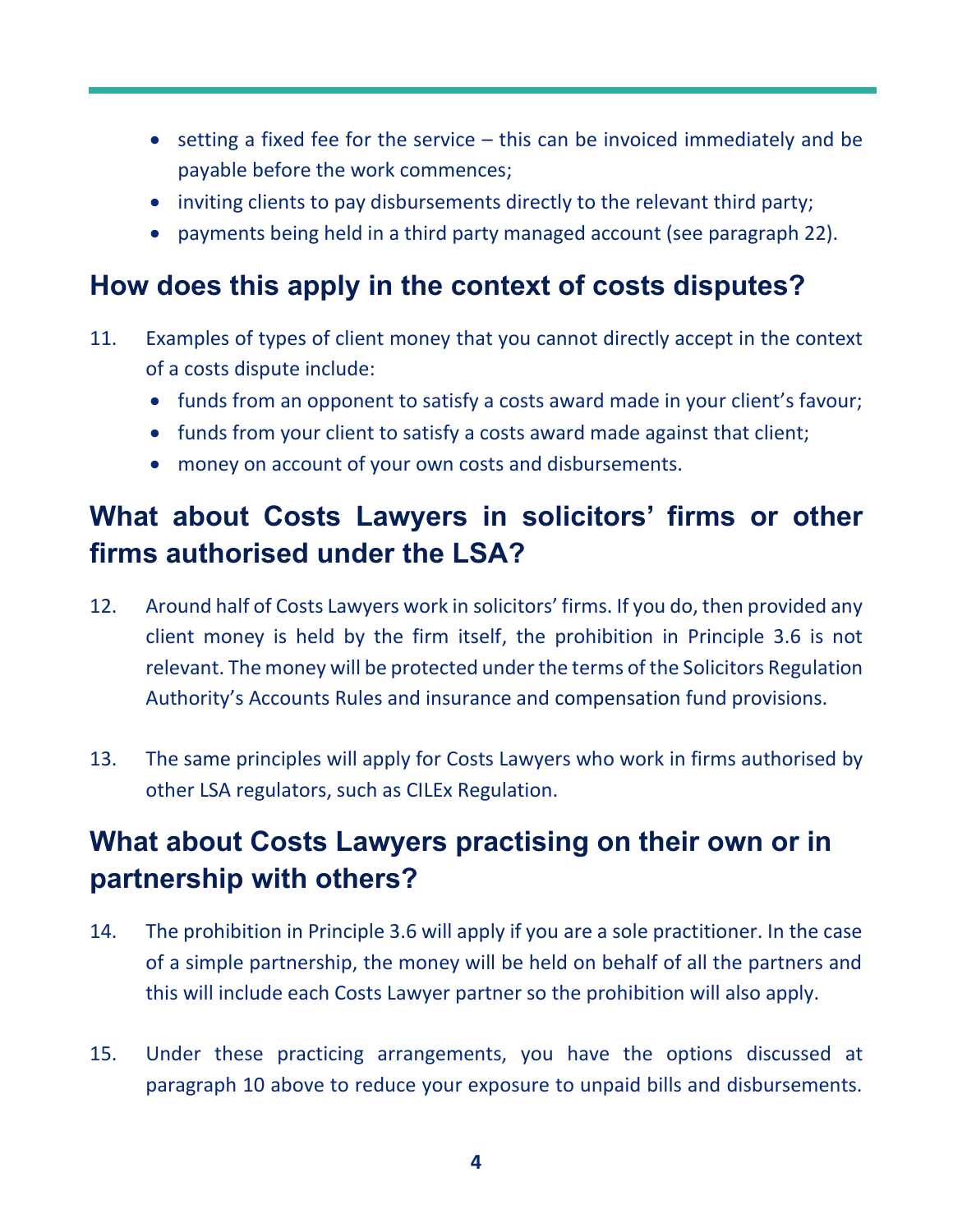- setting a fixed fee for the service – this can be invoiced immediately and be payable before the work commences;
- inviting clients to pay disbursements directly to the relevant third party;
- payments being held in a third party managed account (see paragraph 22).

## How does this apply in the context of costs disputes?

11. Examples of types of client money that you cannot directly accept in the context of a costs dispute include:
    - funds from an opponent to satisfy a costs award made in your client's favour;
    - funds from your client to satisfy a costs award made against that client;
    - money on account of your own costs and disbursements.

## What about Costs Lawyers in solicitors' firms or other firms authorised under the LSA?

12. Around half of Costs Lawyers work in solicitors' firms. If you do, then provided any client money is held by the firm itself, the prohibition in Principle 3.6 is not relevant. The money will be protected under the terms of the Solicitors Regulation Authority's Accounts Rules and insurance and compensation fund provisions.

13. The same principles will apply for Costs Lawyers who work in firms authorised by other LSA regulators, such as CILEx Regulation.

## What about Costs Lawyers practising on their own or in partnership with others?

14. The prohibition in Principle 3.6 will apply if you are a sole practitioner. In the case of a simple partnership, the money will be held on behalf of all the partners and this will include each Costs Lawyer partner so the prohibition will also apply.

15. Under these practicing arrangements, you have the options discussed at paragraph 10 above to reduce your exposure to unpaid bills and disbursements.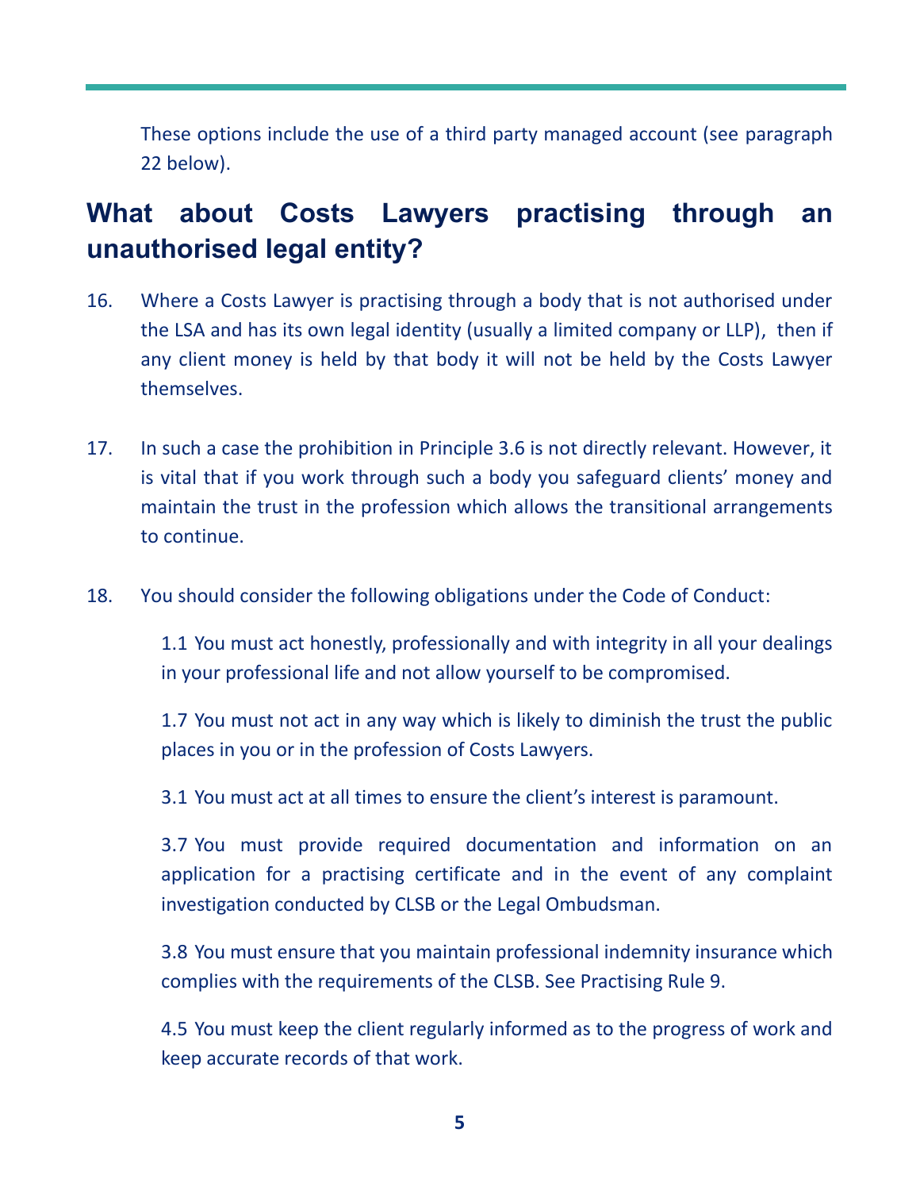These options include the use of a third party managed account (see paragraph 22 below).

## What about Costs Lawyers practising through an unauthorised legal entity?

16. Where a Costs Lawyer is practising through a body that is not authorised under the LSA and has its own legal identity (usually a limited company or LLP), then if any client money is held by that body it will not be held by the Costs Lawyer themselves.

17. In such a case the prohibition in Principle 3.6 is not directly relevant. However, it is vital that if you work through such a body you safeguard clients' money and maintain the trust in the profession which allows the transitional arrangements to continue.

18. You should consider the following obligations under the Code of Conduct:

    1.1 You must act honestly, professionally and with integrity in all your dealings in your professional life and not allow yourself to be compromised.

    1.7 You must not act in any way which is likely to diminish the trust the public places in you or in the profession of Costs Lawyers.

    3.1 You must act at all times to ensure the client's interest is paramount.

    3.7 You must provide required documentation and information on an application for a practising certificate and in the event of any complaint investigation conducted by CLSB or the Legal Ombudsman.

    3.8 You must ensure that you maintain professional indemnity insurance which complies with the requirements of the CLSB. See Practising Rule 9.

    4.5 You must keep the client regularly informed as to the progress of work and keep accurate records of that work.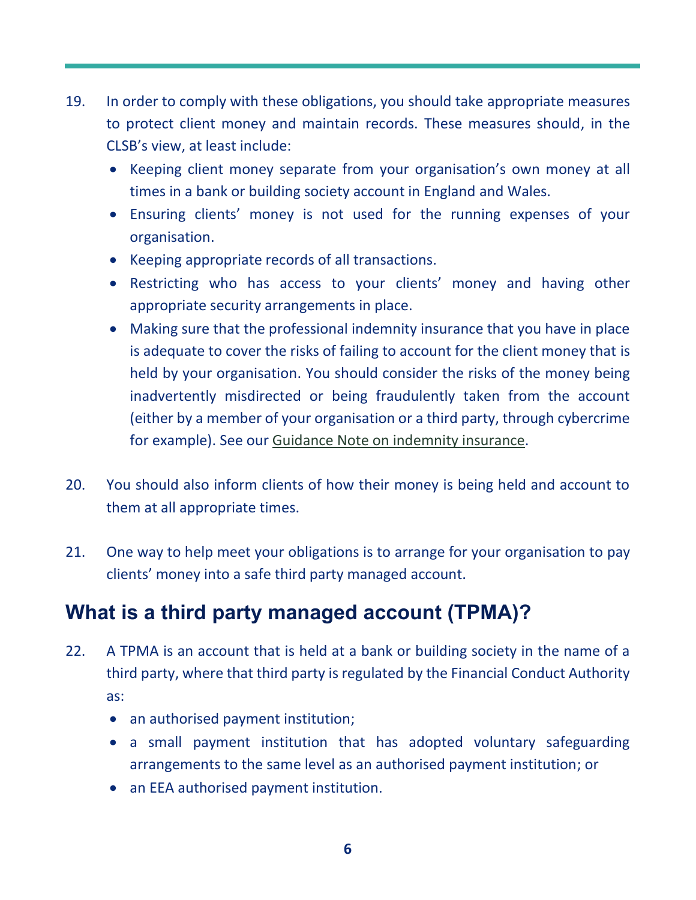19. In order to comply with these obligations, you should take appropriate measures to protect client money and maintain records. These measures should, in the CLSB's view, at least include:
    - Keeping client money separate from your organisation's own money at all times in a bank or building society account in England and Wales.
    - Ensuring clients' money is not used for the running expenses of your organisation.
    - Keeping appropriate records of all transactions.
    - Restricting who has access to your clients' money and having other appropriate security arrangements in place.
    - Making sure that the professional indemnity insurance that you have in place is adequate to cover the risks of failing to account for the client money that is held by your organisation. You should consider the risks of the money being inadvertently misdirected or being fraudulently taken from the account (either by a member of your organisation or a third party, through cybercrime for example). See our Guidance Note on indemnity insurance.

20. You should also inform clients of how their money is being held and account to them at all appropriate times.

21. One way to help meet your obligations is to arrange for your organisation to pay clients' money into a safe third party managed account.

## What is a third party managed account (TPMA)?

22. A TPMA is an account that is held at a bank or building society in the name of a third party, where that third party is regulated by the Financial Conduct Authority as:
    - an authorised payment institution;
    - a small payment institution that has adopted voluntary safeguarding arrangements to the same level as an authorised payment institution; or
    - an EEA authorised payment institution.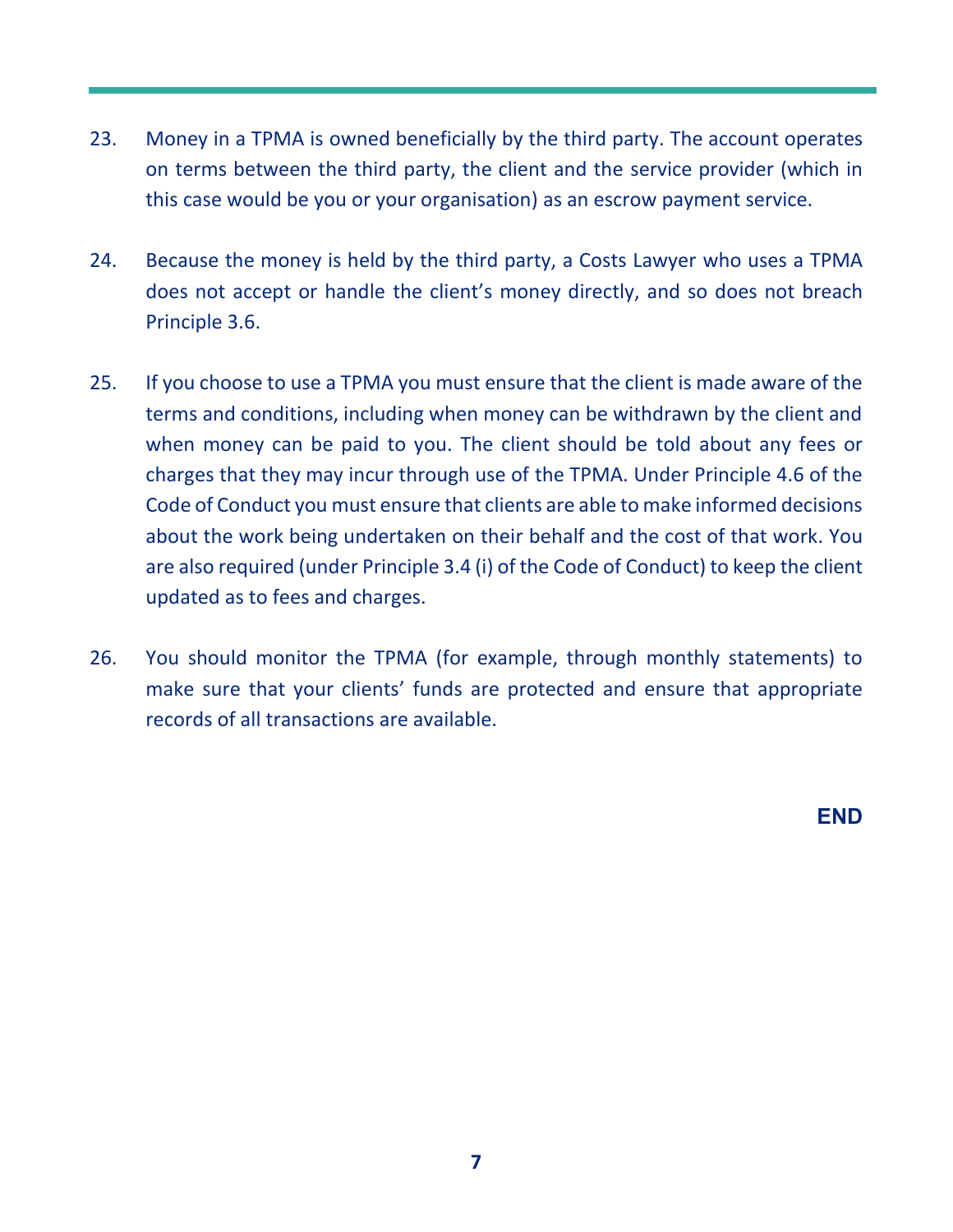23. Money in a TPMA is owned beneficially by the third party. The account operates on terms between the third party, the client and the service provider (which in this case would be you or your organisation) as an escrow payment service.

24. Because the money is held by the third party, a Costs Lawyer who uses a TPMA does not accept or handle the client's money directly, and so does not breach Principle 3.6.

25. If you choose to use a TPMA you must ensure that the client is made aware of the terms and conditions, including when money can be withdrawn by the client and when money can be paid to you. The client should be told about any fees or charges that they may incur through use of the TPMA. Under Principle 4.6 of the Code of Conduct you must ensure that clients are able to make informed decisions about the work being undertaken on their behalf and the cost of that work. You are also required (under Principle 3.4 (i) of the Code of Conduct) to keep the client updated as to fees and charges.

26. You should monitor the TPMA (for example, through monthly statements) to make sure that your clients' funds are protected and ensure that appropriate records of all transactions are available.

**END**